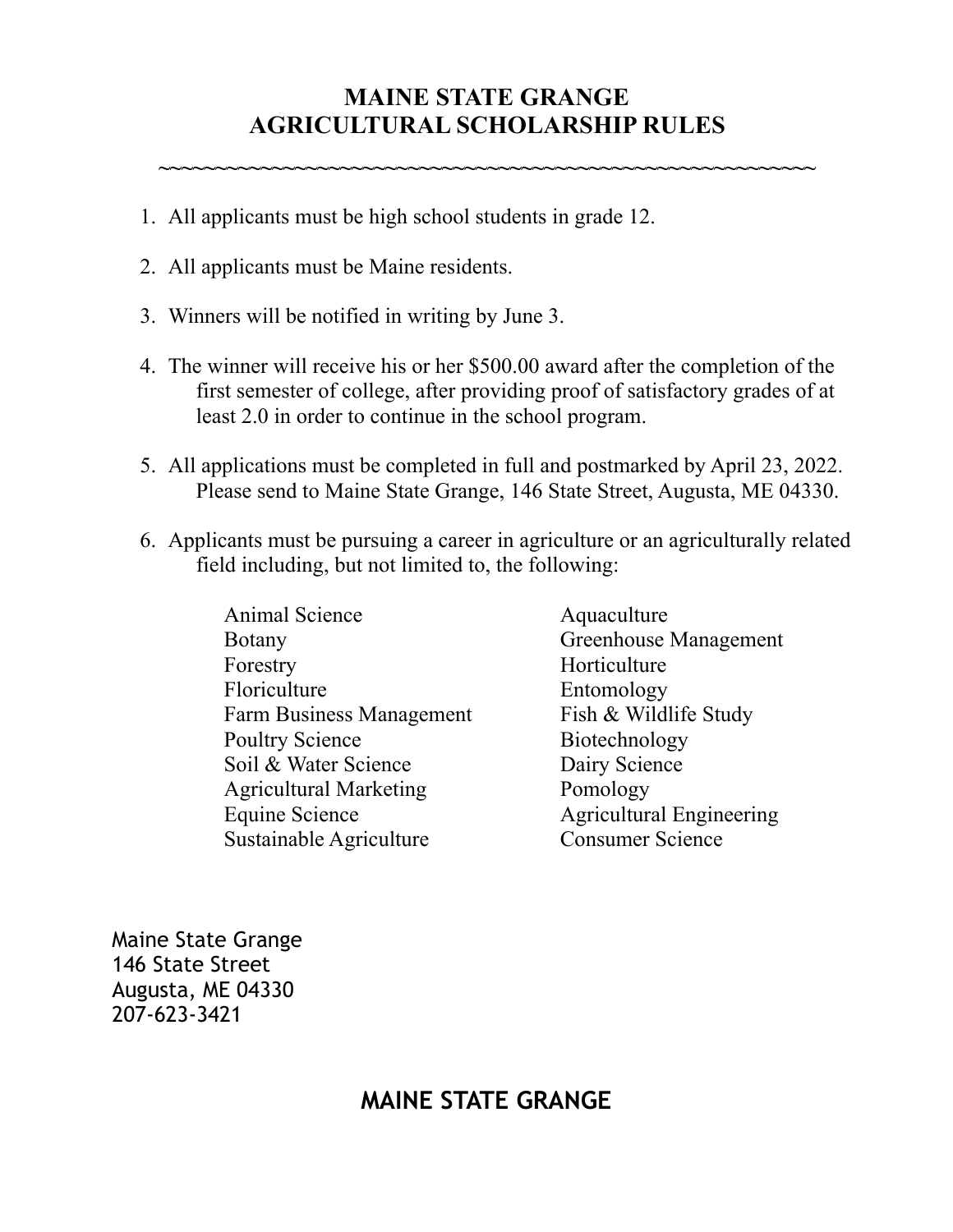# MAINE STATE GRANGE
# AGRICULTURAL SCHOLARSHIP RULES

~~~~~~~~~~~~~~~~~~~~~~~~~~~~~~~~~~~~~~~~~~~~~~~~~~~~~~~~~~

1. All applicants must be high school students in grade 12.
2. All applicants must be Maine residents.
3. Winners will be notified in writing by June 3.
4. The winner will receive his or her $500.00 award after the completion of the first semester of college, after providing proof of satisfactory grades of at least 2.0 in order to continue in the school program.
5. All applications must be completed in full and postmarked by April 23, 2022. Please send to Maine State Grange, 146 State Street, Augusta, ME 04330.
6. Applicants must be pursuing a career in agriculture or an agriculturally related field including, but not limited to, the following:

   - Animal Science
   - Botany
   - Forestry
   - Floriculture
   - Farm Business Management
   - Poultry Science
   - Soil & Water Science
   - Agricultural Marketing
   - Equine Science
   - Sustainable Agriculture
   - Aquaculture
   - Greenhouse Management
   - Horticulture
   - Entomology
   - Fish & Wildlife Study
   - Biotechnology
   - Dairy Science
   - Pomology
   - Agricultural Engineering
   - Consumer Science

Maine State Grange
146 State Street
Augusta, ME 04330
207-623-3421

**MAINE STATE GRANGE**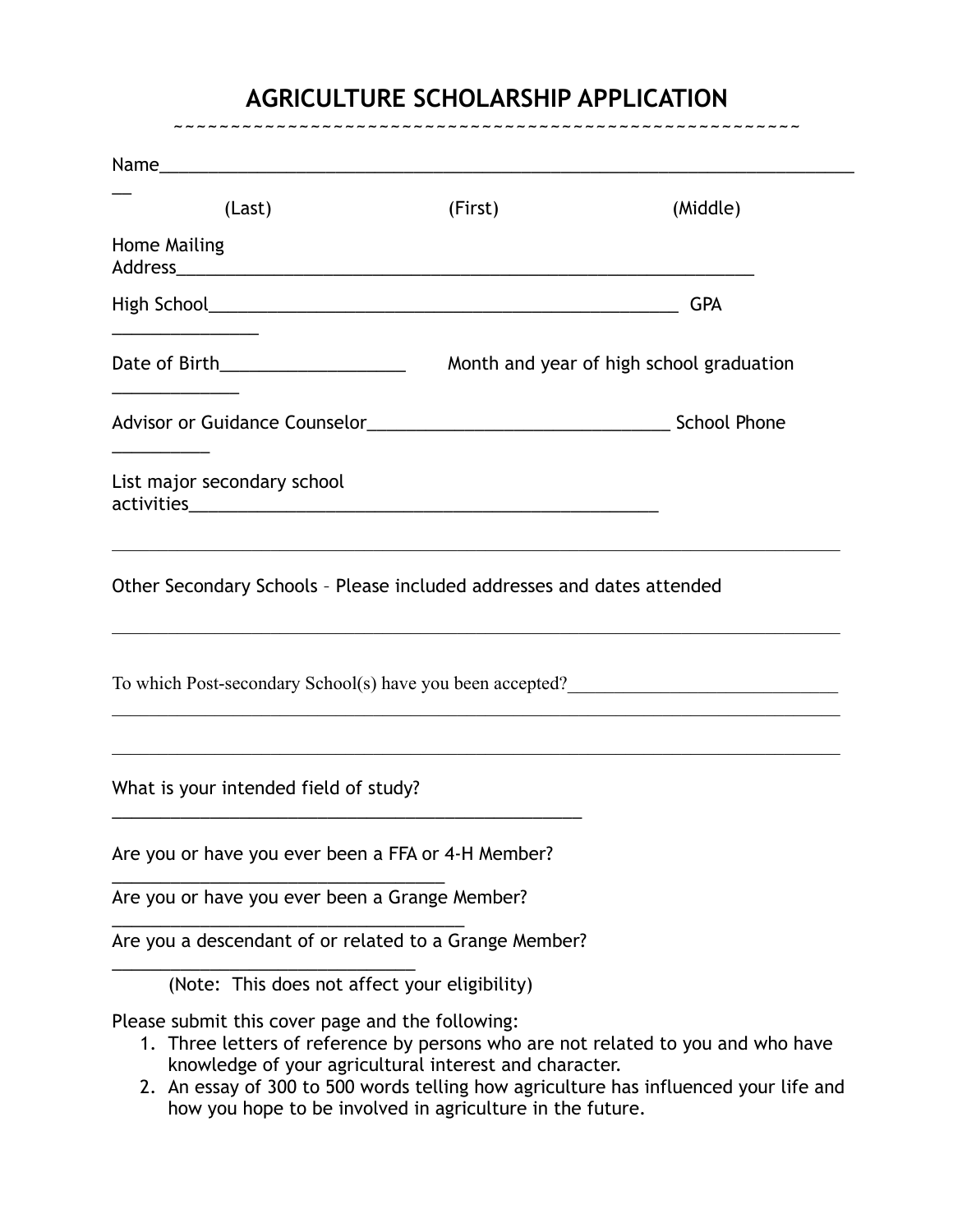# AGRICULTURE SCHOLARSHIP APPLICATION

~~~~~~~~~~~~~~~~~~~~~~~~~~~~~~~~~~~~~~~~~~~~~~~~~~~~~~~~~~~~~~

Name_______________________________________________________________________________

(Last) (First) (Middle)

Home Mailing Address_______________________________________________________________

High School____________________________________________________ GPA _______________

Date of Birth___________________ Month and year of high school graduation _____________

Advisor or Guidance Counselor_______________________________ School Phone __________

List major secondary school activities_____________________________________________

_______________________________________________________________________________

Other Secondary Schools – Please included addresses and dates attended

_______________________________________________________________________________

To which Post-secondary School(s) have you been accepted?_____________________________

_______________________________________________________________________________

_______________________________________________________________________________

What is your intended field of study?
_________________________________________________

Are you or have you ever been a FFA or 4-H Member?
__________________________________

Are you or have you ever been a Grange Member?
____________________________________

Are you a descendant of or related to a Grange Member?
_______________________________

(Note: This does not affect your eligibility)

Please submit this cover page and the following:

1. Three letters of reference by persons who are not related to you and who have knowledge of your agricultural interest and character.
2. An essay of 300 to 500 words telling how agriculture has influenced your life and how you hope to be involved in agriculture in the future.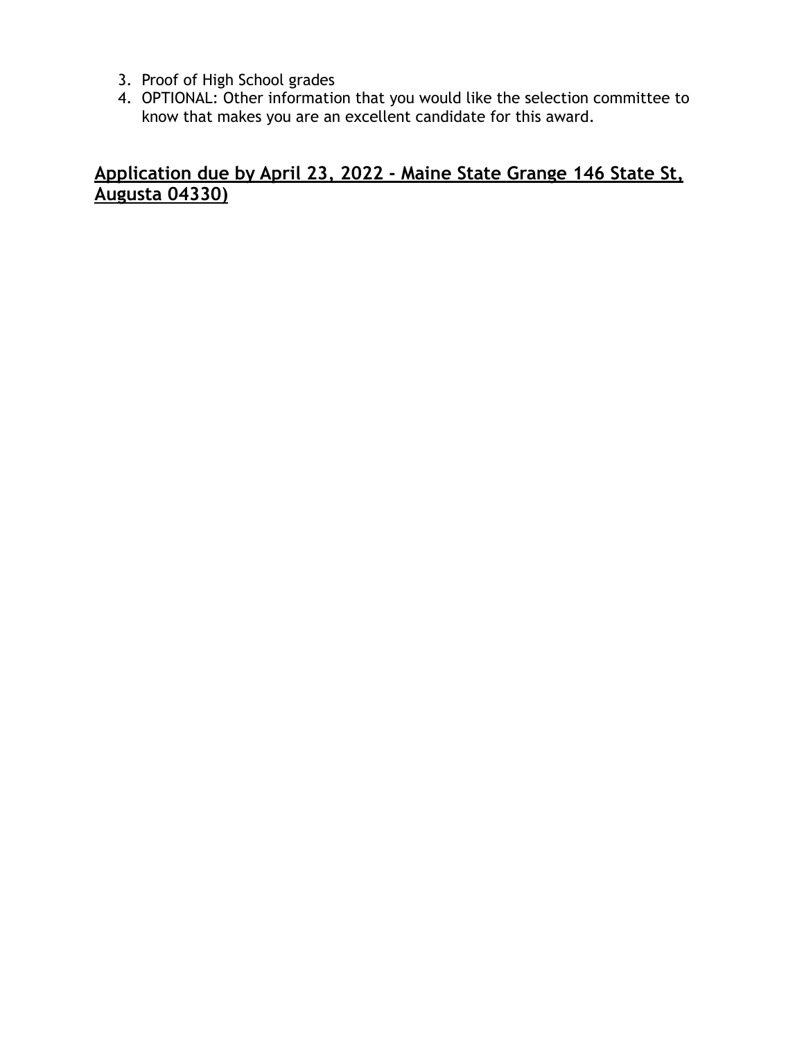3. Proof of High School grades
4. OPTIONAL: Other information that you would like the selection committee to know that makes you are an excellent candidate for this award.

**Application due by April 23, 2022 - Maine State Grange 146 State St, Augusta 04330)**